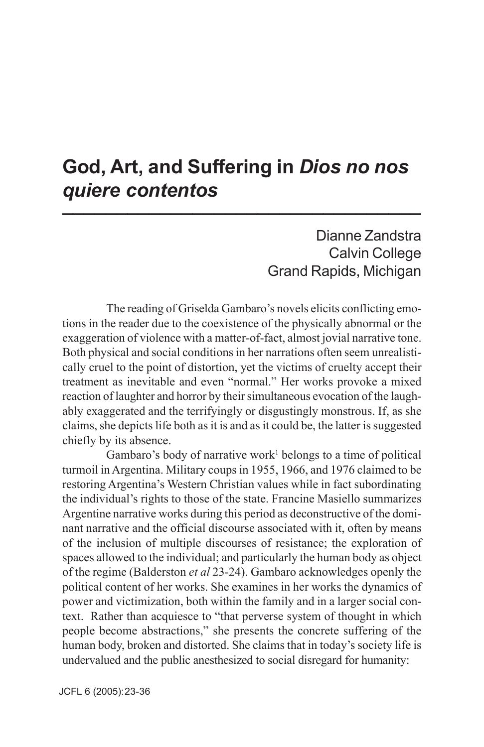# God, Art, and Suffering in *Dios no nos quiere contentos*

Dianne Zandstra
Calvin College
Grand Rapids, Michigan

The reading of Griselda Gambaro's novels elicits conflicting emotions in the reader due to the coexistence of the physically abnormal or the exaggeration of violence with a matter-of-fact, almost jovial narrative tone. Both physical and social conditions in her narrations often seem unrealistically cruel to the point of distortion, yet the victims of cruelty accept their treatment as inevitable and even "normal." Her works provoke a mixed reaction of laughter and horror by their simultaneous evocation of the laughably exaggerated and the terrifyingly or disgustingly monstrous. If, as she claims, she depicts life both as it is and as it could be, the latter is suggested chiefly by its absence.

Gambaro's body of narrative work[1] belongs to a time of political turmoil in Argentina. Military coups in 1955, 1966, and 1976 claimed to be restoring Argentina's Western Christian values while in fact subordinating the individual's rights to those of the state. Francine Masiello summarizes Argentine narrative works during this period as deconstructive of the dominant narrative and the official discourse associated with it, often by means of the inclusion of multiple discourses of resistance; the exploration of spaces allowed to the individual; and particularly the human body as object of the regime (Balderston *et al* 23-24). Gambaro acknowledges openly the political content of her works. She examines in her works the dynamics of power and victimization, both within the family and in a larger social context. Rather than acquiesce to "that perverse system of thought in which people become abstractions," she presents the concrete suffering of the human body, broken and distorted. She claims that in today's society life is undervalued and the public anesthesized to social disregard for humanity: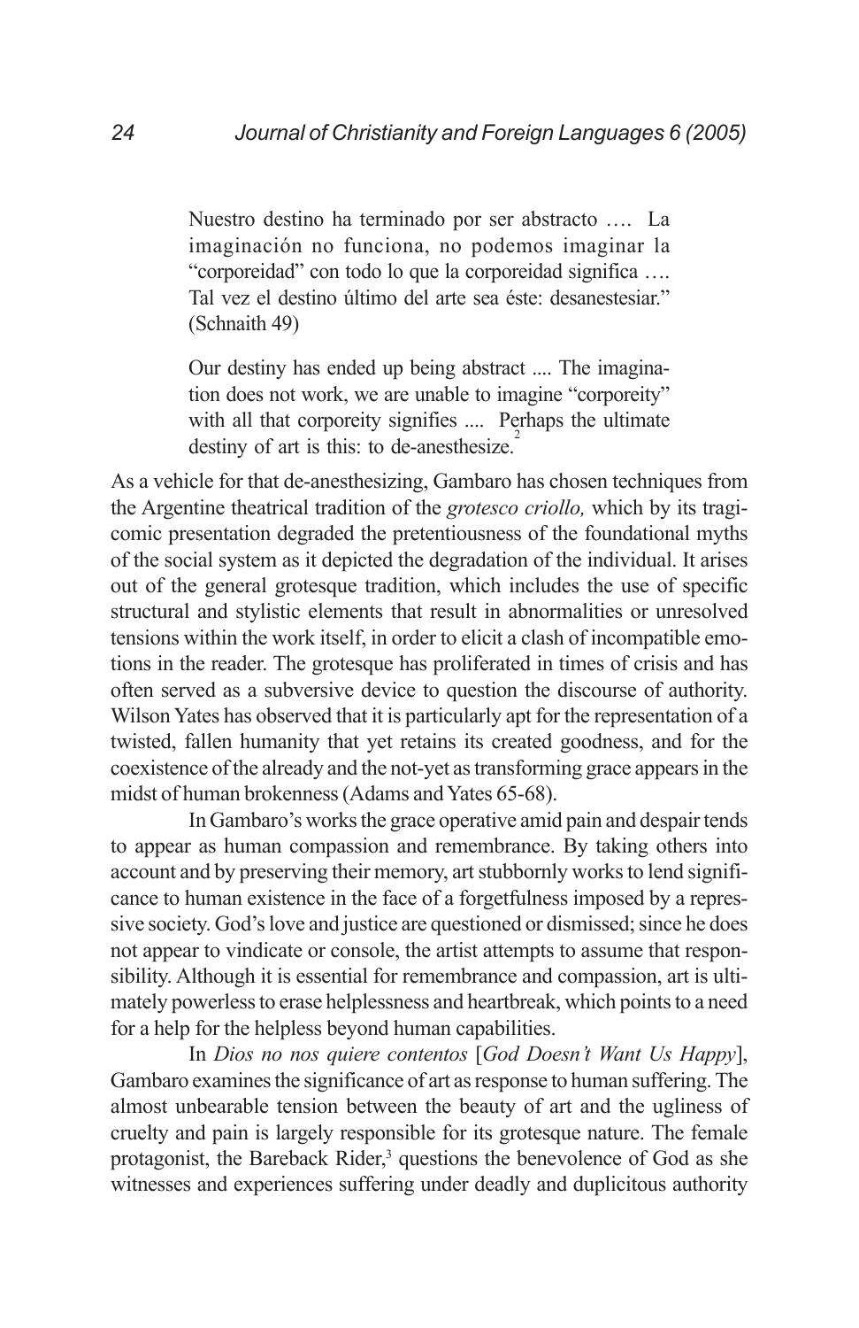> Nuestro destino ha terminado por ser abstracto …. La imaginación no funciona, no podemos imaginar la "corporeidad" con todo lo que la corporeidad significa …. Tal vez el destino último del arte sea éste: desanestesiar." (Schnaith 49)

> Our destiny has ended up being abstract .... The imagination does not work, we are unable to imagine "corporeity" with all that corporeity signifies .... Perhaps the ultimate destiny of art is this: to de-anesthesize.[2]

As a vehicle for that de-anesthesizing, Gambaro has chosen techniques from the Argentine theatrical tradition of the *grotesco criollo,* which by its tragicomic presentation degraded the pretentiousness of the foundational myths of the social system as it depicted the degradation of the individual. It arises out of the general grotesque tradition, which includes the use of specific structural and stylistic elements that result in abnormalities or unresolved tensions within the work itself, in order to elicit a clash of incompatible emotions in the reader. The grotesque has proliferated in times of crisis and has often served as a subversive device to question the discourse of authority. Wilson Yates has observed that it is particularly apt for the representation of a twisted, fallen humanity that yet retains its created goodness, and for the coexistence of the already and the not-yet as transforming grace appears in the midst of human brokenness (Adams and Yates 65-68).

In Gambaro's works the grace operative amid pain and despair tends to appear as human compassion and remembrance. By taking others into account and by preserving their memory, art stubbornly works to lend significance to human existence in the face of a forgetfulness imposed by a repressive society. God's love and justice are questioned or dismissed; since he does not appear to vindicate or console, the artist attempts to assume that responsibility. Although it is essential for remembrance and compassion, art is ultimately powerless to erase helplessness and heartbreak, which points to a need for a help for the helpless beyond human capabilities.

In *Dios no nos quiere contentos* [*God Doesn't Want Us Happy*], Gambaro examines the significance of art as response to human suffering. The almost unbearable tension between the beauty of art and the ugliness of cruelty and pain is largely responsible for its grotesque nature. The female protagonist, the Bareback Rider,[3] questions the benevolence of God as she witnesses and experiences suffering under deadly and duplicitous authority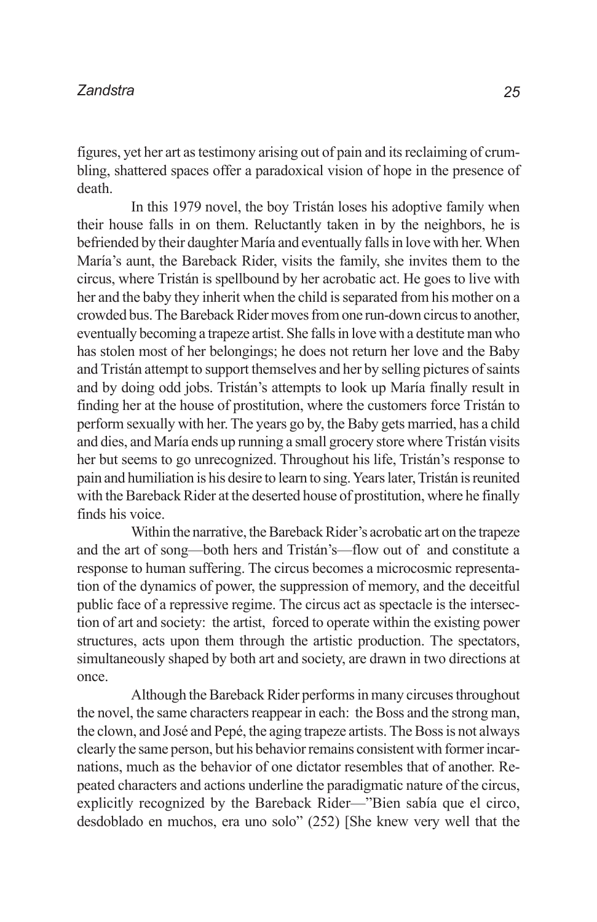figures, yet her art as testimony arising out of pain and its reclaiming of crumbling, shattered spaces offer a paradoxical vision of hope in the presence of death.

In this 1979 novel, the boy Tristán loses his adoptive family when their house falls in on them. Reluctantly taken in by the neighbors, he is befriended by their daughter María and eventually falls in love with her. When María's aunt, the Bareback Rider, visits the family, she invites them to the circus, where Tristán is spellbound by her acrobatic act. He goes to live with her and the baby they inherit when the child is separated from his mother on a crowded bus. The Bareback Rider moves from one run-down circus to another, eventually becoming a trapeze artist. She falls in love with a destitute man who has stolen most of her belongings; he does not return her love and the Baby and Tristán attempt to support themselves and her by selling pictures of saints and by doing odd jobs. Tristán's attempts to look up María finally result in finding her at the house of prostitution, where the customers force Tristán to perform sexually with her. The years go by, the Baby gets married, has a child and dies, and María ends up running a small grocery store where Tristán visits her but seems to go unrecognized. Throughout his life, Tristán's response to pain and humiliation is his desire to learn to sing. Years later, Tristán is reunited with the Bareback Rider at the deserted house of prostitution, where he finally finds his voice.

Within the narrative, the Bareback Rider's acrobatic art on the trapeze and the art of song—both hers and Tristán's—flow out of and constitute a response to human suffering. The circus becomes a microcosmic representation of the dynamics of power, the suppression of memory, and the deceitful public face of a repressive regime. The circus act as spectacle is the intersection of art and society: the artist, forced to operate within the existing power structures, acts upon them through the artistic production. The spectators, simultaneously shaped by both art and society, are drawn in two directions at once.

Although the Bareback Rider performs in many circuses throughout the novel, the same characters reappear in each: the Boss and the strong man, the clown, and José and Pepé, the aging trapeze artists. The Boss is not always clearly the same person, but his behavior remains consistent with former incarnations, much as the behavior of one dictator resembles that of another. Repeated characters and actions underline the paradigmatic nature of the circus, explicitly recognized by the Bareback Rider—"Bien sabía que el circo, desdoblado en muchos, era uno solo" (252) [She knew very well that the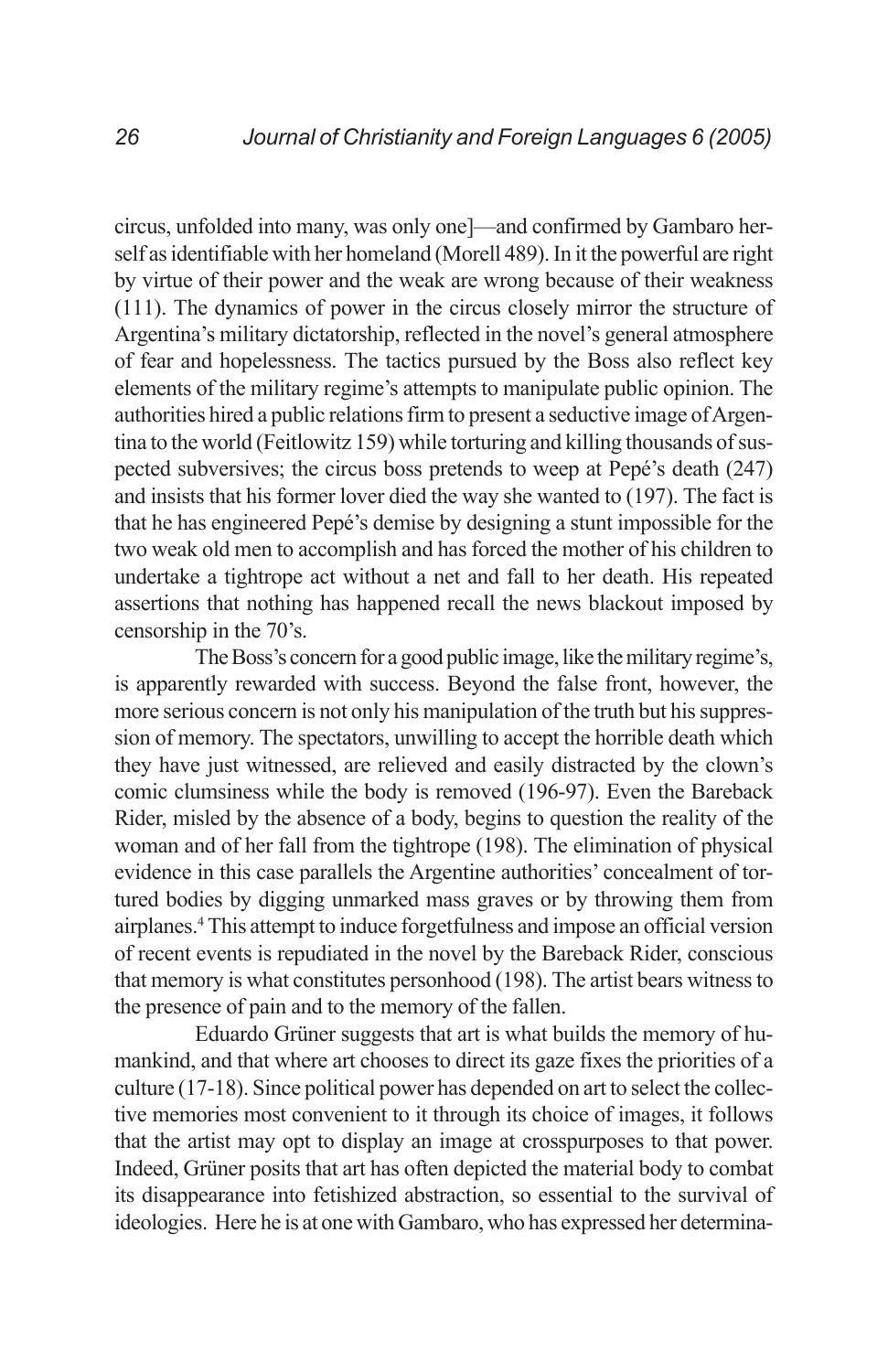circus, unfolded into many, was only one]—and confirmed by Gambaro herself as identifiable with her homeland (Morell 489). In it the powerful are right by virtue of their power and the weak are wrong because of their weakness (111). The dynamics of power in the circus closely mirror the structure of Argentina's military dictatorship, reflected in the novel's general atmosphere of fear and hopelessness. The tactics pursued by the Boss also reflect key elements of the military regime's attempts to manipulate public opinion. The authorities hired a public relations firm to present a seductive image of Argentina to the world (Feitlowitz 159) while torturing and killing thousands of suspected subversives; the circus boss pretends to weep at Pepé's death (247) and insists that his former lover died the way she wanted to (197). The fact is that he has engineered Pepé's demise by designing a stunt impossible for the two weak old men to accomplish and has forced the mother of his children to undertake a tightrope act without a net and fall to her death. His repeated assertions that nothing has happened recall the news blackout imposed by censorship in the 70's.

The Boss's concern for a good public image, like the military regime's, is apparently rewarded with success. Beyond the false front, however, the more serious concern is not only his manipulation of the truth but his suppression of memory. The spectators, unwilling to accept the horrible death which they have just witnessed, are relieved and easily distracted by the clown's comic clumsiness while the body is removed (196-97). Even the Bareback Rider, misled by the absence of a body, begins to question the reality of the woman and of her fall from the tightrope (198). The elimination of physical evidence in this case parallels the Argentine authorities' concealment of tortured bodies by digging unmarked mass graves or by throwing them from airplanes.[4] This attempt to induce forgetfulness and impose an official version of recent events is repudiated in the novel by the Bareback Rider, conscious that memory is what constitutes personhood (198). The artist bears witness to the presence of pain and to the memory of the fallen.

Eduardo Grüner suggests that art is what builds the memory of humankind, and that where art chooses to direct its gaze fixes the priorities of a culture (17-18). Since political power has depended on art to select the collective memories most convenient to it through its choice of images, it follows that the artist may opt to display an image at crosspurposes to that power. Indeed, Grüner posits that art has often depicted the material body to combat its disappearance into fetishized abstraction, so essential to the survival of ideologies. Here he is at one with Gambaro, who has expressed her determina-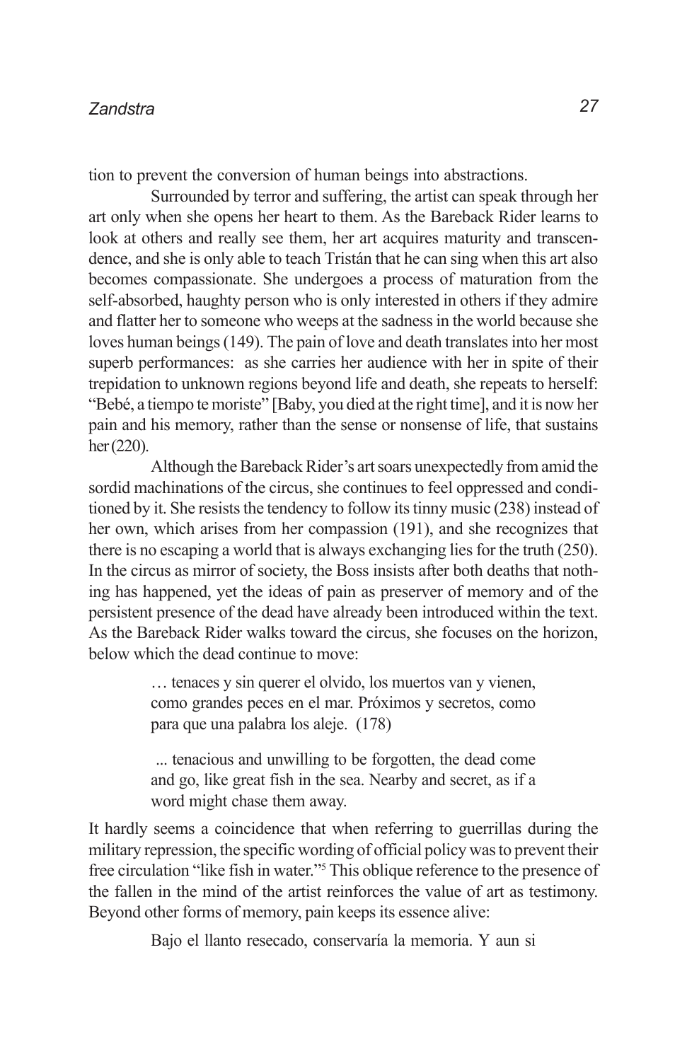tion to prevent the conversion of human beings into abstractions.

Surrounded by terror and suffering, the artist can speak through her art only when she opens her heart to them. As the Bareback Rider learns to look at others and really see them, her art acquires maturity and transcendence, and she is only able to teach Tristán that he can sing when this art also becomes compassionate. She undergoes a process of maturation from the self-absorbed, haughty person who is only interested in others if they admire and flatter her to someone who weeps at the sadness in the world because she loves human beings (149). The pain of love and death translates into her most superb performances: as she carries her audience with her in spite of their trepidation to unknown regions beyond life and death, she repeats to herself: "Bebé, a tiempo te moriste" [Baby, you died at the right time], and it is now her pain and his memory, rather than the sense or nonsense of life, that sustains her (220).

Although the Bareback Rider's art soars unexpectedly from amid the sordid machinations of the circus, she continues to feel oppressed and conditioned by it. She resists the tendency to follow its tinny music (238) instead of her own, which arises from her compassion (191), and she recognizes that there is no escaping a world that is always exchanging lies for the truth (250). In the circus as mirror of society, the Boss insists after both deaths that nothing has happened, yet the ideas of pain as preserver of memory and of the persistent presence of the dead have already been introduced within the text. As the Bareback Rider walks toward the circus, she focuses on the horizon, below which the dead continue to move:

> … tenaces y sin querer el olvido, los muertos van y vienen, como grandes peces en el mar. Próximos y secretos, como para que una palabra los aleje. (178)
>
> ... tenacious and unwilling to be forgotten, the dead come and go, like great fish in the sea. Nearby and secret, as if a word might chase them away.

It hardly seems a coincidence that when referring to guerrillas during the military repression, the specific wording of official policy was to prevent their free circulation "like fish in water."[5] This oblique reference to the presence of the fallen in the mind of the artist reinforces the value of art as testimony. Beyond other forms of memory, pain keeps its essence alive:

> Bajo el llanto resecado, conservaría la memoria. Y aun si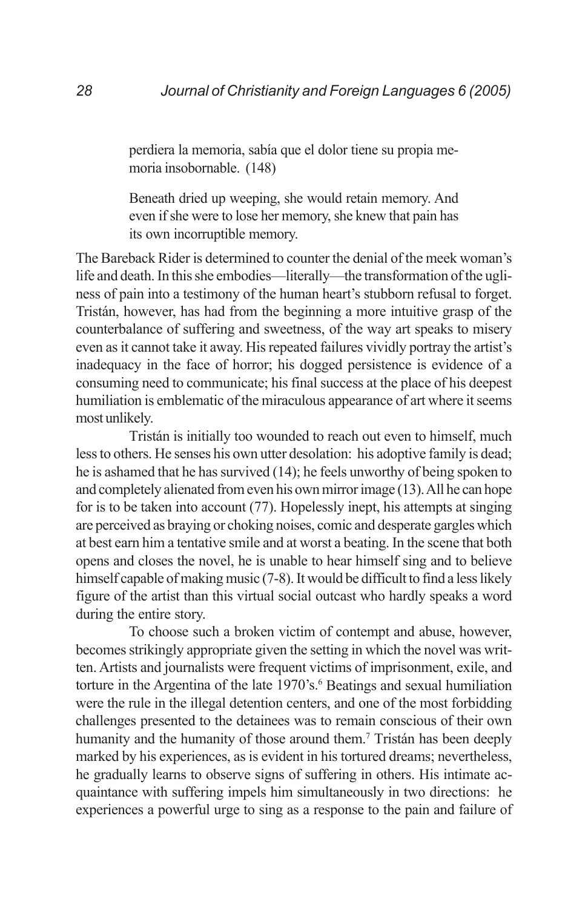> perdiera la memoria, sabía que el dolor tiene su propia memoria insobornable. (148)
>
> Beneath dried up weeping, she would retain memory. And even if she were to lose her memory, she knew that pain has its own incorruptible memory.

The Bareback Rider is determined to counter the denial of the meek woman's life and death. In this she embodies—literally—the transformation of the ugliness of pain into a testimony of the human heart's stubborn refusal to forget. Tristán, however, has had from the beginning a more intuitive grasp of the counterbalance of suffering and sweetness, of the way art speaks to misery even as it cannot take it away. His repeated failures vividly portray the artist's inadequacy in the face of horror; his dogged persistence is evidence of a consuming need to communicate; his final success at the place of his deepest humiliation is emblematic of the miraculous appearance of art where it seems most unlikely.

Tristán is initially too wounded to reach out even to himself, much less to others. He senses his own utter desolation: his adoptive family is dead; he is ashamed that he has survived (14); he feels unworthy of being spoken to and completely alienated from even his own mirror image (13). All he can hope for is to be taken into account (77). Hopelessly inept, his attempts at singing are perceived as braying or choking noises, comic and desperate gargles which at best earn him a tentative smile and at worst a beating. In the scene that both opens and closes the novel, he is unable to hear himself sing and to believe himself capable of making music (7-8). It would be difficult to find a less likely figure of the artist than this virtual social outcast who hardly speaks a word during the entire story.

To choose such a broken victim of contempt and abuse, however, becomes strikingly appropriate given the setting in which the novel was written. Artists and journalists were frequent victims of imprisonment, exile, and torture in the Argentina of the late 1970's.[6] Beatings and sexual humiliation were the rule in the illegal detention centers, and one of the most forbidding challenges presented to the detainees was to remain conscious of their own humanity and the humanity of those around them.[7] Tristán has been deeply marked by his experiences, as is evident in his tortured dreams; nevertheless, he gradually learns to observe signs of suffering in others. His intimate acquaintance with suffering impels him simultaneously in two directions: he experiences a powerful urge to sing as a response to the pain and failure of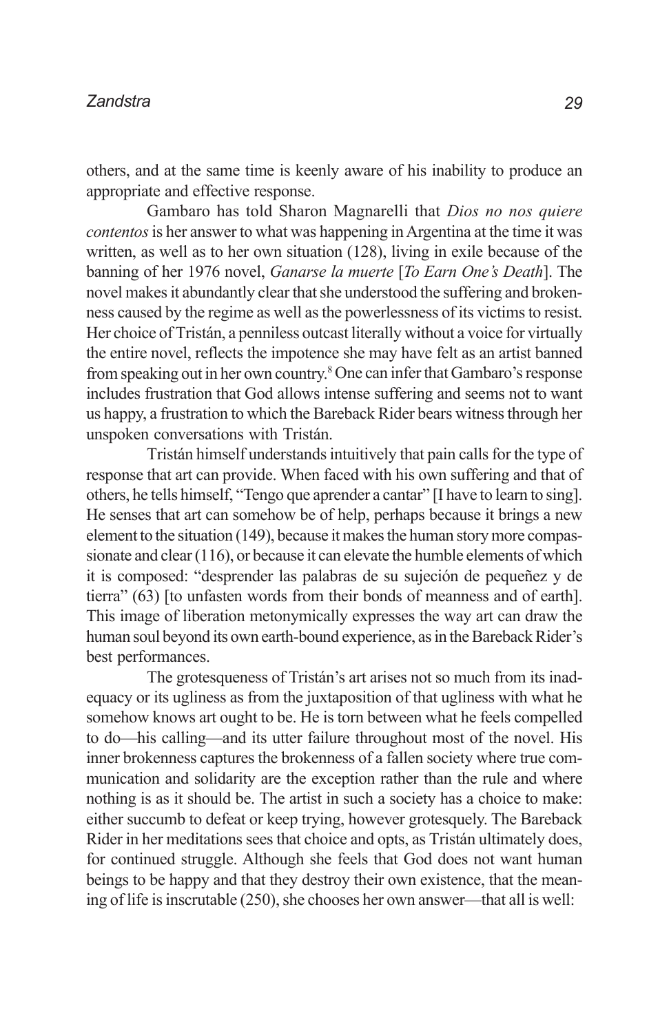others, and at the same time is keenly aware of his inability to produce an appropriate and effective response.

Gambaro has told Sharon Magnarelli that *Dios no nos quiere contentos* is her answer to what was happening in Argentina at the time it was written, as well as to her own situation (128), living in exile because of the banning of her 1976 novel, *Ganarse la muerte* [*To Earn One's Death*]. The novel makes it abundantly clear that she understood the suffering and brokenness caused by the regime as well as the powerlessness of its victims to resist. Her choice of Tristán, a penniless outcast literally without a voice for virtually the entire novel, reflects the impotence she may have felt as an artist banned from speaking out in her own country.[8] One can infer that Gambaro's response includes frustration that God allows intense suffering and seems not to want us happy, a frustration to which the Bareback Rider bears witness through her unspoken conversations with Tristán.

Tristán himself understands intuitively that pain calls for the type of response that art can provide. When faced with his own suffering and that of others, he tells himself, "Tengo que aprender a cantar" [I have to learn to sing]. He senses that art can somehow be of help, perhaps because it brings a new element to the situation (149), because it makes the human story more compassionate and clear (116), or because it can elevate the humble elements of which it is composed: "desprender las palabras de su sujeción de pequeñez y de tierra" (63) [to unfasten words from their bonds of meanness and of earth]. This image of liberation metonymically expresses the way art can draw the human soul beyond its own earth-bound experience, as in the Bareback Rider's best performances.

The grotesqueness of Tristán's art arises not so much from its inadequacy or its ugliness as from the juxtaposition of that ugliness with what he somehow knows art ought to be. He is torn between what he feels compelled to do—his calling—and its utter failure throughout most of the novel. His inner brokenness captures the brokenness of a fallen society where true communication and solidarity are the exception rather than the rule and where nothing is as it should be. The artist in such a society has a choice to make: either succumb to defeat or keep trying, however grotesquely. The Bareback Rider in her meditations sees that choice and opts, as Tristán ultimately does, for continued struggle. Although she feels that God does not want human beings to be happy and that they destroy their own existence, that the meaning of life is inscrutable (250), she chooses her own answer—that all is well: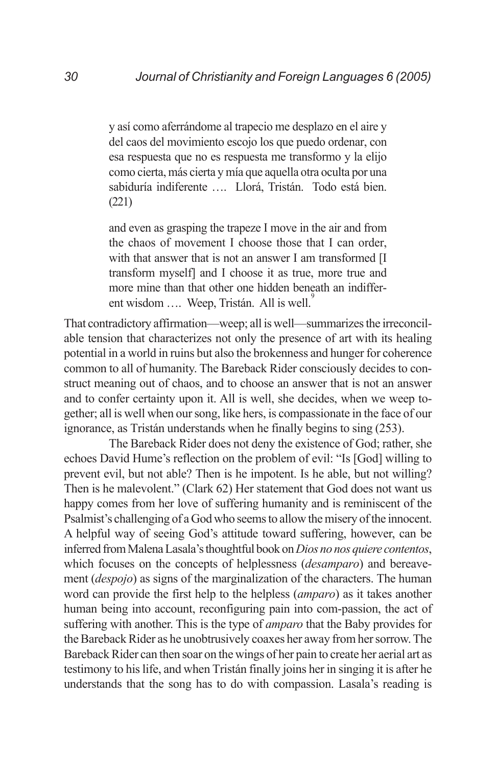> y así como aferrándome al trapecio me desplazo en el aire y del caos del movimiento escojo los que puedo ordenar, con esa respuesta que no es respuesta me transformo y la elijo como cierta, más cierta y mía que aquella otra oculta por una sabiduría indiferente …. Llorá, Tristán. Todo está bien. (221)

> and even as grasping the trapeze I move in the air and from the chaos of movement I choose those that I can order, with that answer that is not an answer I am transformed [I transform myself] and I choose it as true, more true and more mine than that other one hidden beneath an indifferent wisdom …. Weep, Tristán. All is well.[9]

That contradictory affirmation—weep; all is well—summarizes the irreconcilable tension that characterizes not only the presence of art with its healing potential in a world in ruins but also the brokenness and hunger for coherence common to all of humanity. The Bareback Rider consciously decides to construct meaning out of chaos, and to choose an answer that is not an answer and to confer certainty upon it. All is well, she decides, when we weep together; all is well when our song, like hers, is compassionate in the face of our ignorance, as Tristán understands when he finally begins to sing (253).

The Bareback Rider does not deny the existence of God; rather, she echoes David Hume's reflection on the problem of evil: "Is [God] willing to prevent evil, but not able? Then is he impotent. Is he able, but not willing? Then is he malevolent." (Clark 62) Her statement that God does not want us happy comes from her love of suffering humanity and is reminiscent of the Psalmist's challenging of a God who seems to allow the misery of the innocent. A helpful way of seeing God's attitude toward suffering, however, can be inferred from Malena Lasala's thoughtful book on *Dios no nos quiere contentos*, which focuses on the concepts of helplessness (*desamparo*) and bereavement (*despojo*) as signs of the marginalization of the characters. The human word can provide the first help to the helpless (*amparo*) as it takes another human being into account, reconfiguring pain into com-passion, the act of suffering with another. This is the type of *amparo* that the Baby provides for the Bareback Rider as he unobtrusively coaxes her away from her sorrow. The Bareback Rider can then soar on the wings of her pain to create her aerial art as testimony to his life, and when Tristán finally joins her in singing it is after he understands that the song has to do with compassion. Lasala's reading is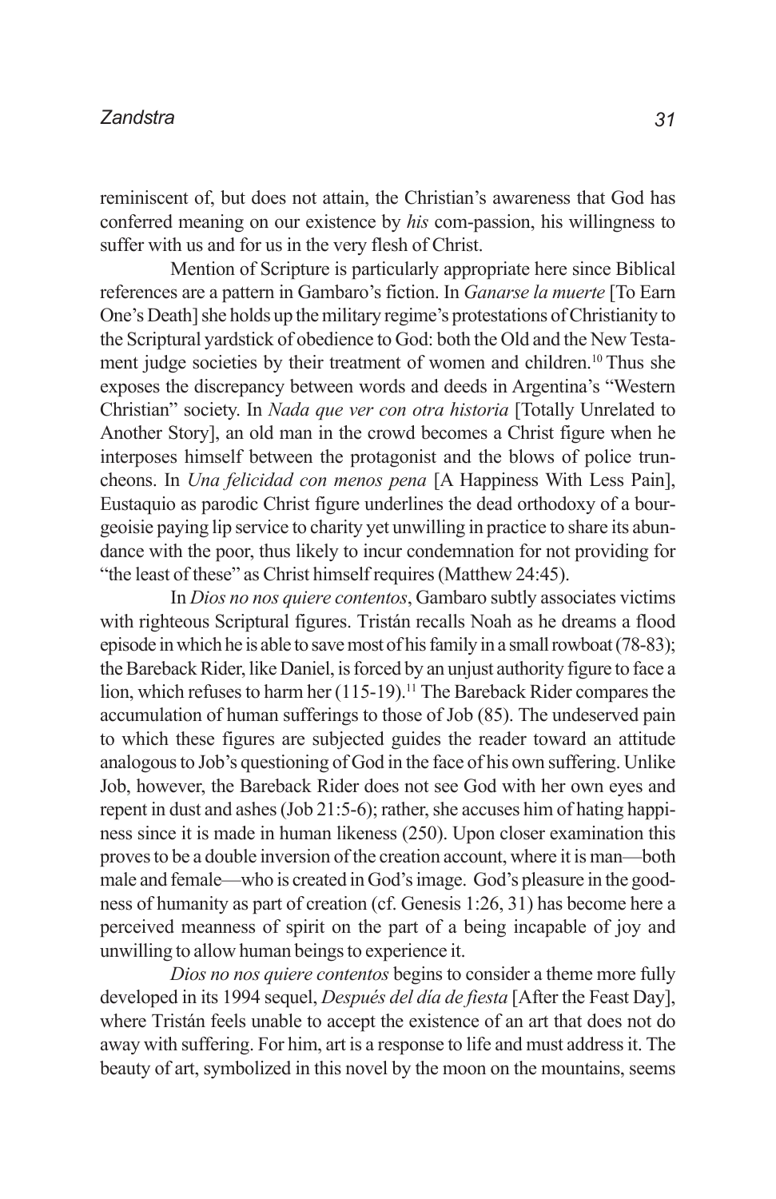reminiscent of, but does not attain, the Christian's awareness that God has conferred meaning on our existence by *his* com-passion, his willingness to suffer with us and for us in the very flesh of Christ.

Mention of Scripture is particularly appropriate here since Biblical references are a pattern in Gambaro's fiction. In *Ganarse la muerte* [To Earn One's Death] she holds up the military regime's protestations of Christianity to the Scriptural yardstick of obedience to God: both the Old and the New Testament judge societies by their treatment of women and children.[10] Thus she exposes the discrepancy between words and deeds in Argentina's "Western Christian" society. In *Nada que ver con otra historia* [Totally Unrelated to Another Story], an old man in the crowd becomes a Christ figure when he interposes himself between the protagonist and the blows of police truncheons. In *Una felicidad con menos pena* [A Happiness With Less Pain], Eustaquio as parodic Christ figure underlines the dead orthodoxy of a bourgeoisie paying lip service to charity yet unwilling in practice to share its abundance with the poor, thus likely to incur condemnation for not providing for "the least of these" as Christ himself requires (Matthew 24:45).

In *Dios no nos quiere contentos*, Gambaro subtly associates victims with righteous Scriptural figures. Tristán recalls Noah as he dreams a flood episode in which he is able to save most of his family in a small rowboat (78-83); the Bareback Rider, like Daniel, is forced by an unjust authority figure to face a lion, which refuses to harm her (115-19).[11] The Bareback Rider compares the accumulation of human sufferings to those of Job (85). The undeserved pain to which these figures are subjected guides the reader toward an attitude analogous to Job's questioning of God in the face of his own suffering. Unlike Job, however, the Bareback Rider does not see God with her own eyes and repent in dust and ashes (Job 21:5-6); rather, she accuses him of hating happiness since it is made in human likeness (250). Upon closer examination this proves to be a double inversion of the creation account, where it is man—both male and female—who is created in God's image. God's pleasure in the goodness of humanity as part of creation (cf. Genesis 1:26, 31) has become here a perceived meanness of spirit on the part of a being incapable of joy and unwilling to allow human beings to experience it.

*Dios no nos quiere contentos* begins to consider a theme more fully developed in its 1994 sequel, *Después del día de fiesta* [After the Feast Day], where Tristán feels unable to accept the existence of an art that does not do away with suffering. For him, art is a response to life and must address it. The beauty of art, symbolized in this novel by the moon on the mountains, seems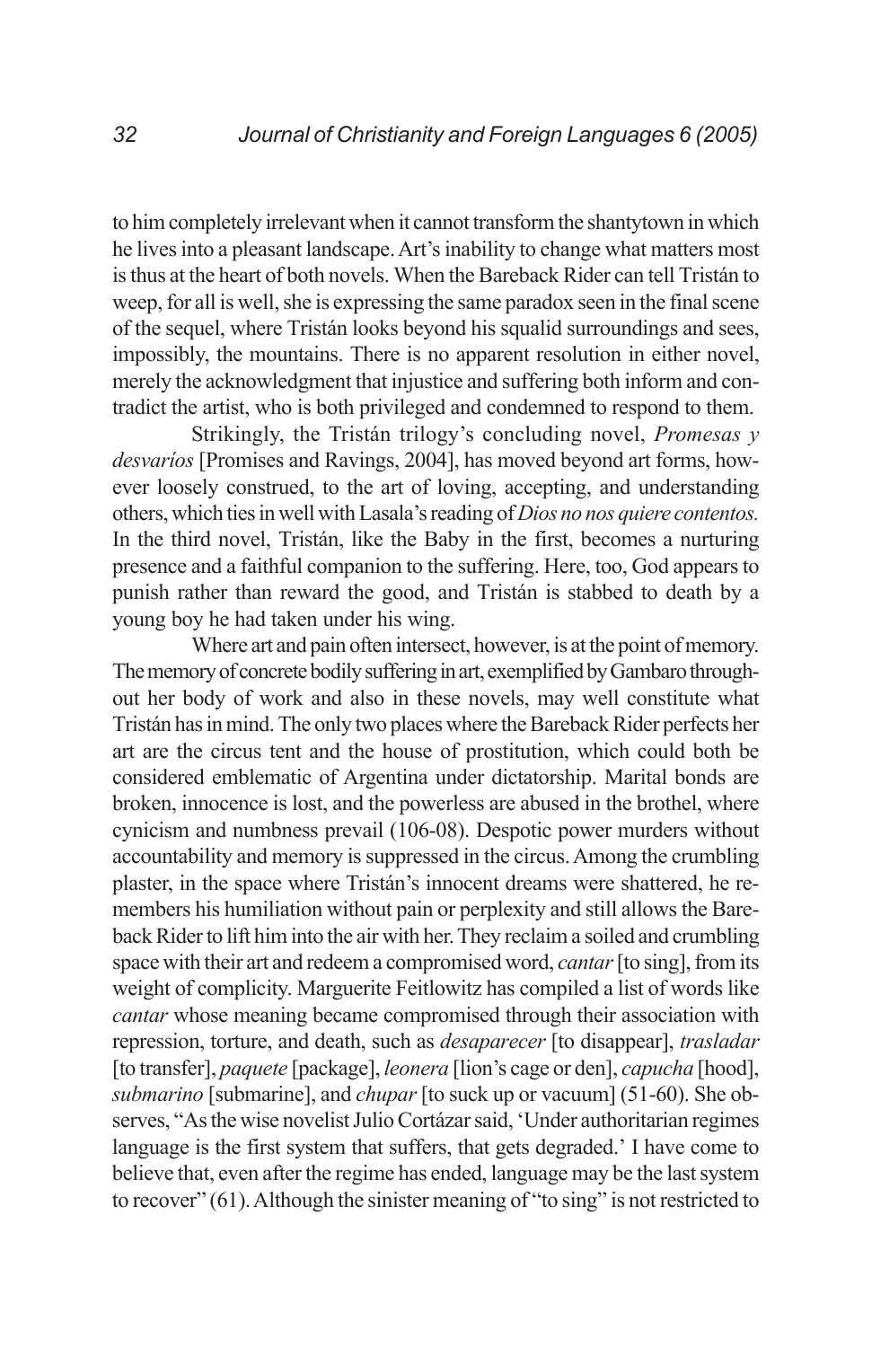to him completely irrelevant when it cannot transform the shantytown in which he lives into a pleasant landscape. Art's inability to change what matters most is thus at the heart of both novels. When the Bareback Rider can tell Tristán to weep, for all is well, she is expressing the same paradox seen in the final scene of the sequel, where Tristán looks beyond his squalid surroundings and sees, impossibly, the mountains. There is no apparent resolution in either novel, merely the acknowledgment that injustice and suffering both inform and contradict the artist, who is both privileged and condemned to respond to them.

Strikingly, the Tristán trilogy's concluding novel, *Promesas y desvaríos* [Promises and Ravings, 2004], has moved beyond art forms, however loosely construed, to the art of loving, accepting, and understanding others, which ties in well with Lasala's reading of *Dios no nos quiere contentos.* In the third novel, Tristán, like the Baby in the first, becomes a nurturing presence and a faithful companion to the suffering. Here, too, God appears to punish rather than reward the good, and Tristán is stabbed to death by a young boy he had taken under his wing.

Where art and pain often intersect, however, is at the point of memory. The memory of concrete bodily suffering in art, exemplified by Gambaro throughout her body of work and also in these novels, may well constitute what Tristán has in mind. The only two places where the Bareback Rider perfects her art are the circus tent and the house of prostitution, which could both be considered emblematic of Argentina under dictatorship. Marital bonds are broken, innocence is lost, and the powerless are abused in the brothel, where cynicism and numbness prevail (106-08). Despotic power murders without accountability and memory is suppressed in the circus. Among the crumbling plaster, in the space where Tristán's innocent dreams were shattered, he remembers his humiliation without pain or perplexity and still allows the Bareback Rider to lift him into the air with her. They reclaim a soiled and crumbling space with their art and redeem a compromised word, *cantar* [to sing], from its weight of complicity. Marguerite Feitlowitz has compiled a list of words like *cantar* whose meaning became compromised through their association with repression, torture, and death, such as *desaparecer* [to disappear], *trasladar* [to transfer], *paquete* [package], *leonera* [lion's cage or den], *capucha* [hood], *submarino* [submarine], and *chupar* [to suck up or vacuum] (51-60). She observes, "As the wise novelist Julio Cortázar said, 'Under authoritarian regimes language is the first system that suffers, that gets degraded.' I have come to believe that, even after the regime has ended, language may be the last system to recover" (61). Although the sinister meaning of "to sing" is not restricted to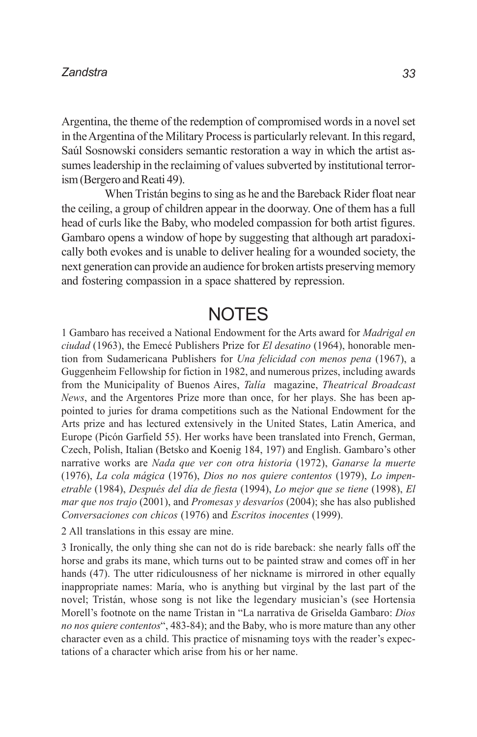Argentina, the theme of the redemption of compromised words in a novel set in the Argentina of the Military Process is particularly relevant. In this regard, Saúl Sosnowski considers semantic restoration a way in which the artist assumes leadership in the reclaiming of values subverted by institutional terrorism (Bergero and Reati 49).

When Tristán begins to sing as he and the Bareback Rider float near the ceiling, a group of children appear in the doorway. One of them has a full head of curls like the Baby, who modeled compassion for both artist figures. Gambaro opens a window of hope by suggesting that although art paradoxically both evokes and is unable to deliver healing for a wounded society, the next generation can provide an audience for broken artists preserving memory and fostering compassion in a space shattered by repression.

# NOTES

1 Gambaro has received a National Endowment for the Arts award for *Madrigal en ciudad* (1963), the Emecé Publishers Prize for *El desatino* (1964), honorable mention from Sudamericana Publishers for *Una felicidad con menos pena* (1967), a Guggenheim Fellowship for fiction in 1982, and numerous prizes, including awards from the Municipality of Buenos Aires, *Talía* magazine, *Theatrical Broadcast News*, and the Argentores Prize more than once, for her plays. She has been appointed to juries for drama competitions such as the National Endowment for the Arts prize and has lectured extensively in the United States, Latin America, and Europe (Picón Garfield 55). Her works have been translated into French, German, Czech, Polish, Italian (Betsko and Koenig 184, 197) and English. Gambaro's other narrative works are *Nada que ver con otra historia* (1972), *Ganarse la muerte* (1976), *La cola mágica* (1976), *Dios no nos quiere contentos* (1979), *Lo impenetrable* (1984), *Después del día de fiesta* (1994), *Lo mejor que se tiene* (1998), *El mar que nos trajo* (2001), and *Promesas y desvaríos* (2004); she has also published *Conversaciones con chicos* (1976) and *Escritos inocentes* (1999).

2 All translations in this essay are mine.

3 Ironically, the only thing she can not do is ride bareback: she nearly falls off the horse and grabs its mane, which turns out to be painted straw and comes off in her hands (47). The utter ridiculousness of her nickname is mirrored in other equally inappropriate names: María, who is anything but virginal by the last part of the novel; Tristán, whose song is not like the legendary musician's (see Hortensia Morell's footnote on the name Tristan in "La narrativa de Griselda Gambaro: *Dios no nos quiere contentos*", 483-84); and the Baby, who is more mature than any other character even as a child. This practice of misnaming toys with the reader's expectations of a character which arise from his or her name.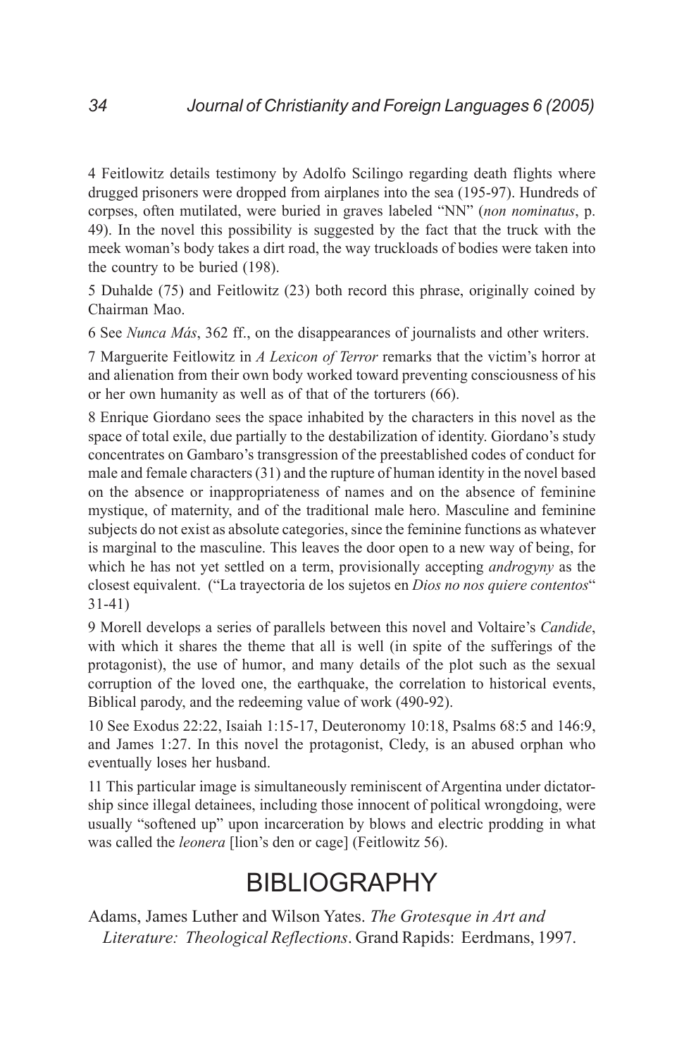4 Feitlowitz details testimony by Adolfo Scilingo regarding death flights where drugged prisoners were dropped from airplanes into the sea (195-97). Hundreds of corpses, often mutilated, were buried in graves labeled "NN" (*non nominatus*, p. 49). In the novel this possibility is suggested by the fact that the truck with the meek woman's body takes a dirt road, the way truckloads of bodies were taken into the country to be buried (198).

5 Duhalde (75) and Feitlowitz (23) both record this phrase, originally coined by Chairman Mao.

6 See *Nunca Más*, 362 ff., on the disappearances of journalists and other writers.

7 Marguerite Feitlowitz in *A Lexicon of Terror* remarks that the victim's horror at and alienation from their own body worked toward preventing consciousness of his or her own humanity as well as of that of the torturers (66).

8 Enrique Giordano sees the space inhabited by the characters in this novel as the space of total exile, due partially to the destabilization of identity. Giordano's study concentrates on Gambaro's transgression of the preestablished codes of conduct for male and female characters (31) and the rupture of human identity in the novel based on the absence or inappropriateness of names and on the absence of feminine mystique, of maternity, and of the traditional male hero. Masculine and feminine subjects do not exist as absolute categories, since the feminine functions as whatever is marginal to the masculine. This leaves the door open to a new way of being, for which he has not yet settled on a term, provisionally accepting *androgyny* as the closest equivalent. ("La trayectoria de los sujetos en *Dios no nos quiere contentos*" 31-41)

9 Morell develops a series of parallels between this novel and Voltaire's *Candide*, with which it shares the theme that all is well (in spite of the sufferings of the protagonist), the use of humor, and many details of the plot such as the sexual corruption of the loved one, the earthquake, the correlation to historical events, Biblical parody, and the redeeming value of work (490-92).

10 See Exodus 22:22, Isaiah 1:15-17, Deuteronomy 10:18, Psalms 68:5 and 146:9, and James 1:27. In this novel the protagonist, Cledy, is an abused orphan who eventually loses her husband.

11 This particular image is simultaneously reminiscent of Argentina under dictatorship since illegal detainees, including those innocent of political wrongdoing, were usually "softened up" upon incarceration by blows and electric prodding in what was called the *leonera* [lion's den or cage] (Feitlowitz 56).

# BIBLIOGRAPHY

Adams, James Luther and Wilson Yates. *The Grotesque in Art and Literature: Theological Reflections*. Grand Rapids: Eerdmans, 1997.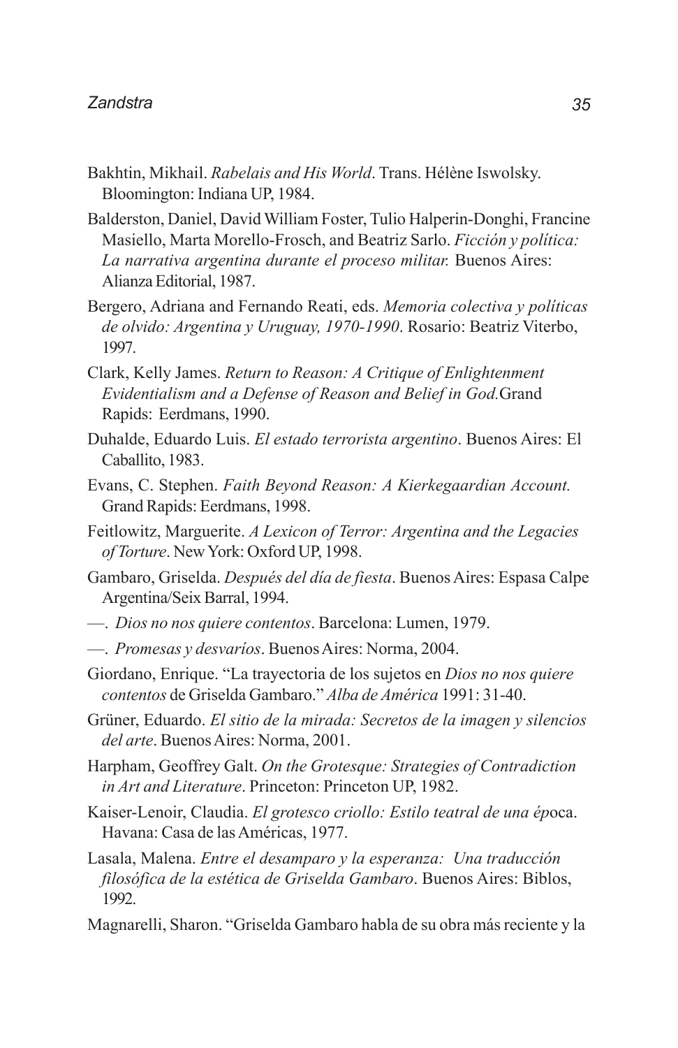Bakhtin, Mikhail. *Rabelais and His World*. Trans. Hélène Iswolsky. Bloomington: Indiana UP, 1984.

Balderston, Daniel, David William Foster, Tulio Halperin-Donghi, Francine Masiello, Marta Morello-Frosch, and Beatriz Sarlo. *Ficción y política: La narrativa argentina durante el proceso militar.* Buenos Aires: Alianza Editorial, 1987.

Bergero, Adriana and Fernando Reati, eds. *Memoria colectiva y políticas de olvido: Argentina y Uruguay, 1970-1990*. Rosario: Beatriz Viterbo, 1997.

Clark, Kelly James. *Return to Reason: A Critique of Enlightenment Evidentialism and a Defense of Reason and Belief in God.*Grand Rapids: Eerdmans, 1990.

Duhalde, Eduardo Luis. *El estado terrorista argentino*. Buenos Aires: El Caballito, 1983.

Evans, C. Stephen. *Faith Beyond Reason: A Kierkegaardian Account.* Grand Rapids: Eerdmans, 1998.

Feitlowitz, Marguerite. *A Lexicon of Terror: Argentina and the Legacies of Torture*. New York: Oxford UP, 1998.

Gambaro, Griselda. *Después del día de fiesta*. Buenos Aires: Espasa Calpe Argentina/Seix Barral, 1994.

—. *Dios no nos quiere contentos*. Barcelona: Lumen, 1979.

—. *Promesas y desvaríos*. Buenos Aires: Norma, 2004.

Giordano, Enrique. "La trayectoria de los sujetos en *Dios no nos quiere contentos* de Griselda Gambaro." *Alba de América* 1991: 31-40.

Grüner, Eduardo. *El sitio de la mirada: Secretos de la imagen y silencios del arte*. Buenos Aires: Norma, 2001.

Harpham, Geoffrey Galt. *On the Grotesque: Strategies of Contradiction in Art and Literature*. Princeton: Princeton UP, 1982.

Kaiser-Lenoir, Claudia. *El grotesco criollo: Estilo teatral de una é*poca. Havana: Casa de las Américas, 1977.

Lasala, Malena. *Entre el desamparo y la esperanza: Una traducción filosófica de la estética de Griselda Gambaro*. Buenos Aires: Biblos, 1992.

Magnarelli, Sharon. "Griselda Gambaro habla de su obra más reciente y la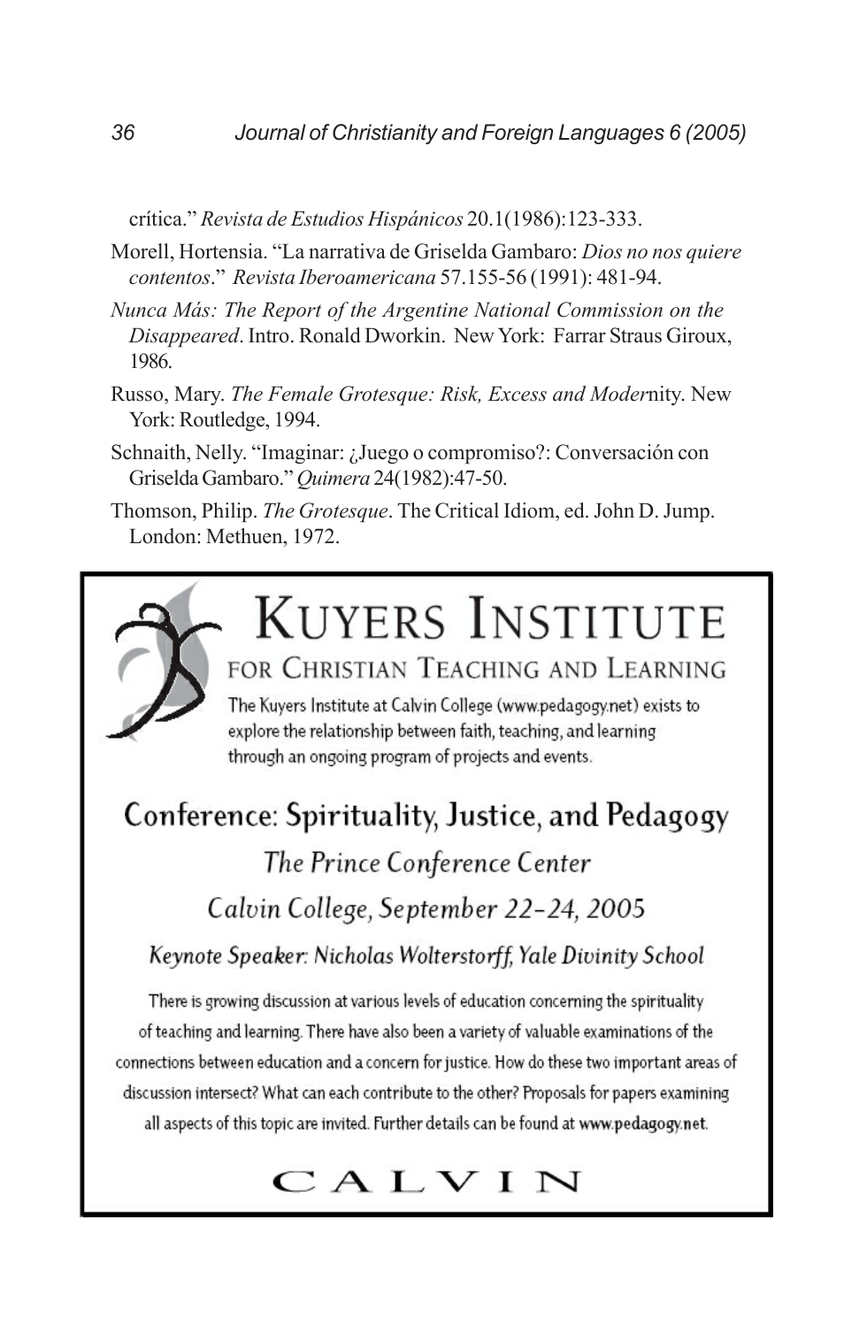crítica." *Revista de Estudios Hispánicos* 20.1(1986):123-333.

Morell, Hortensia. "La narrativa de Griselda Gambaro: *Dios no nos quiere contentos*." *Revista Iberoamericana* 57.155-56 (1991): 481-94.

*Nunca Más: The Report of the Argentine National Commission on the Disappeared*. Intro. Ronald Dworkin. New York: Farrar Straus Giroux, 1986.

Russo, Mary. *The Female Grotesque: Risk, Excess and Moder*nity. New York: Routledge, 1994.

Schnaith, Nelly. "Imaginar: ¿Juego o compromiso?: Conversación con Griselda Gambaro." *Quimera* 24(1982):47-50.

Thomson, Philip. *The Grotesque*. The Critical Idiom, ed. John D. Jump. London: Methuen, 1972.

# KUYERS INSTITUTE

## FOR CHRISTIAN TEACHING AND LEARNING

The Kuyers Institute at Calvin College (www.pedagogy.net) exists to explore the relationship between faith, teaching, and learning through an ongoing program of projects and events.

## Conference: Spirituality, Justice, and Pedagogy

*The Prince Conference Center*

*Calvin College, September 22–24, 2005*

*Keynote Speaker: Nicholas Wolterstorff, Yale Divinity School*

There is growing discussion at various levels of education concerning the spirituality of teaching and learning. There have also been a variety of valuable examinations of the connections between education and a concern for justice. How do these two important areas of discussion intersect? What can each contribute to the other? Proposals for papers examining all aspects of this topic are invited. Further details can be found at www.pedagogy.net.

CALVIN